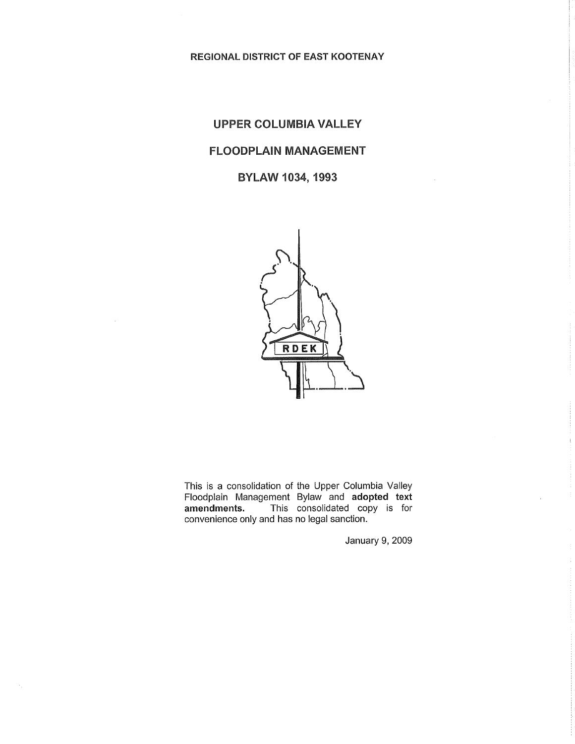REGIONAL DISTRICT OF EAST KOOTENAY

# UPPER COLUMBIA VALLEY

# FLOODPLAIN MANAGEMENT

# BYLAW 1034, 1993

RDEK

This is a consolidation of the Upper Columbia Valley Floodplain Management Bylaw and **adopted text amendments.** This consolidated copy is for convenience only and has no legal sanction.

January 9, 2009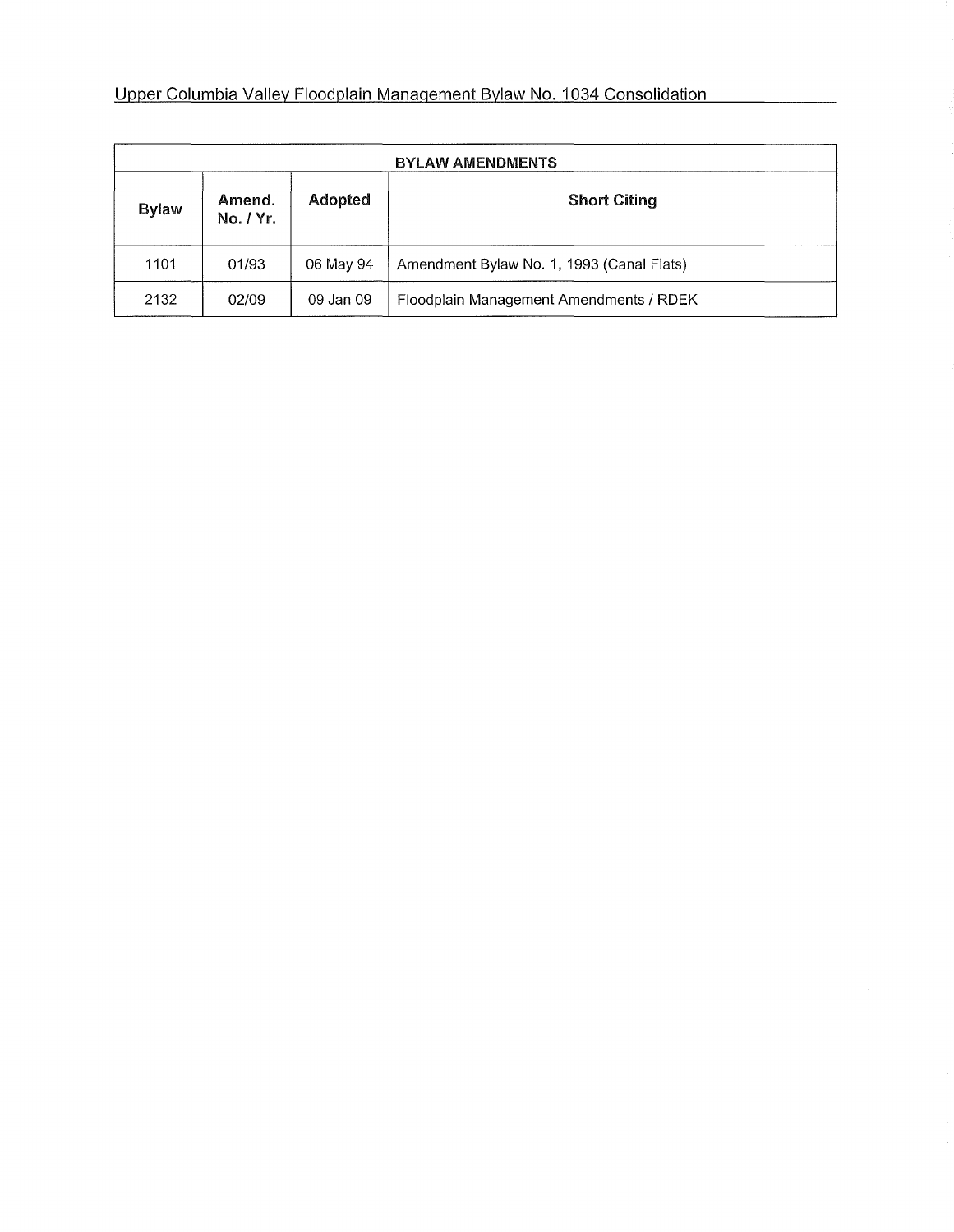Upper Columbia Valley Floodplain Management Bylaw No. 1034 Consolidation

| BYLAW AMENDMENTS | | | |
|---|---|---|---|
| **Bylaw** | **Amend. No. / Yr.** | **Adopted** | **Short Citing** |
| 1101 | 01/93 | 06 May 94 | Amendment Bylaw No. 1, 1993 (Canal Flats) |
| 2132 | 02/09 | 09 Jan 09 | Floodplain Management Amendments / RDEK |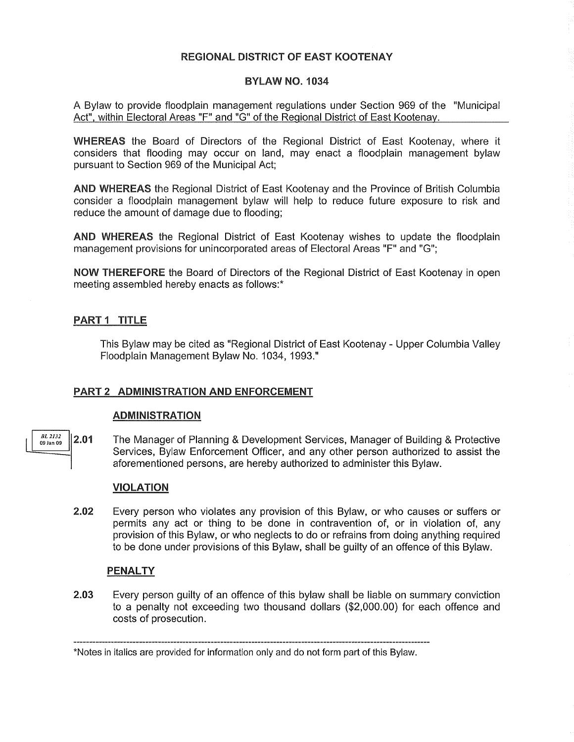# REGIONAL DISTRICT OF EAST KOOTENAY

## BYLAW NO. 1034

A Bylaw to provide floodplain management regulations under Section 969 of the "Municipal Act", within Electoral Areas "F" and "G" of the Regional District of East Kootenay.

**WHEREAS** the Board of Directors of the Regional District of East Kootenay, where it considers that flooding may occur on land, may enact a floodplain management bylaw pursuant to Section 969 of the Municipal Act;

**AND WHEREAS** the Regional District of East Kootenay and the Province of British Columbia consider a floodplain management bylaw will help to reduce future exposure to risk and reduce the amount of damage due to flooding;

**AND WHEREAS** the Regional District of East Kootenay wishes to update the floodplain management provisions for unincorporated areas of Electoral Areas "F" and "G";

**NOW THEREFORE** the Board of Directors of the Regional District of East Kootenay in open meeting assembled hereby enacts as follows:*

## PART 1 TITLE

This Bylaw may be cited as "Regional District of East Kootenay - Upper Columbia Valley Floodplain Management Bylaw No. 1034, 1993."

## PART 2 ADMINISTRATION AND ENFORCEMENT

### ADMINISTRATION

*BL 2132 09 Jan 09*

**2.01** The Manager of Planning & Development Services, Manager of Building & Protective Services, Bylaw Enforcement Officer, and any other person authorized to assist the aforementioned persons, are hereby authorized to administer this Bylaw.

### VIOLATION

**2.02** Every person who violates any provision of this Bylaw, or who causes or suffers or permits any act or thing to be done in contravention of, or in violation of, any provision of this Bylaw, or who neglects to do or refrains from doing anything required to be done under provisions of this Bylaw, shall be guilty of an offence of this Bylaw.

### PENALTY

**2.03** Every person guilty of an offence of this bylaw shall be liable on summary conviction to a penalty not exceeding two thousand dollars ($2,000.00) for each offence and costs of prosecution.

---

*Notes in italics are provided for information only and do not form part of this Bylaw.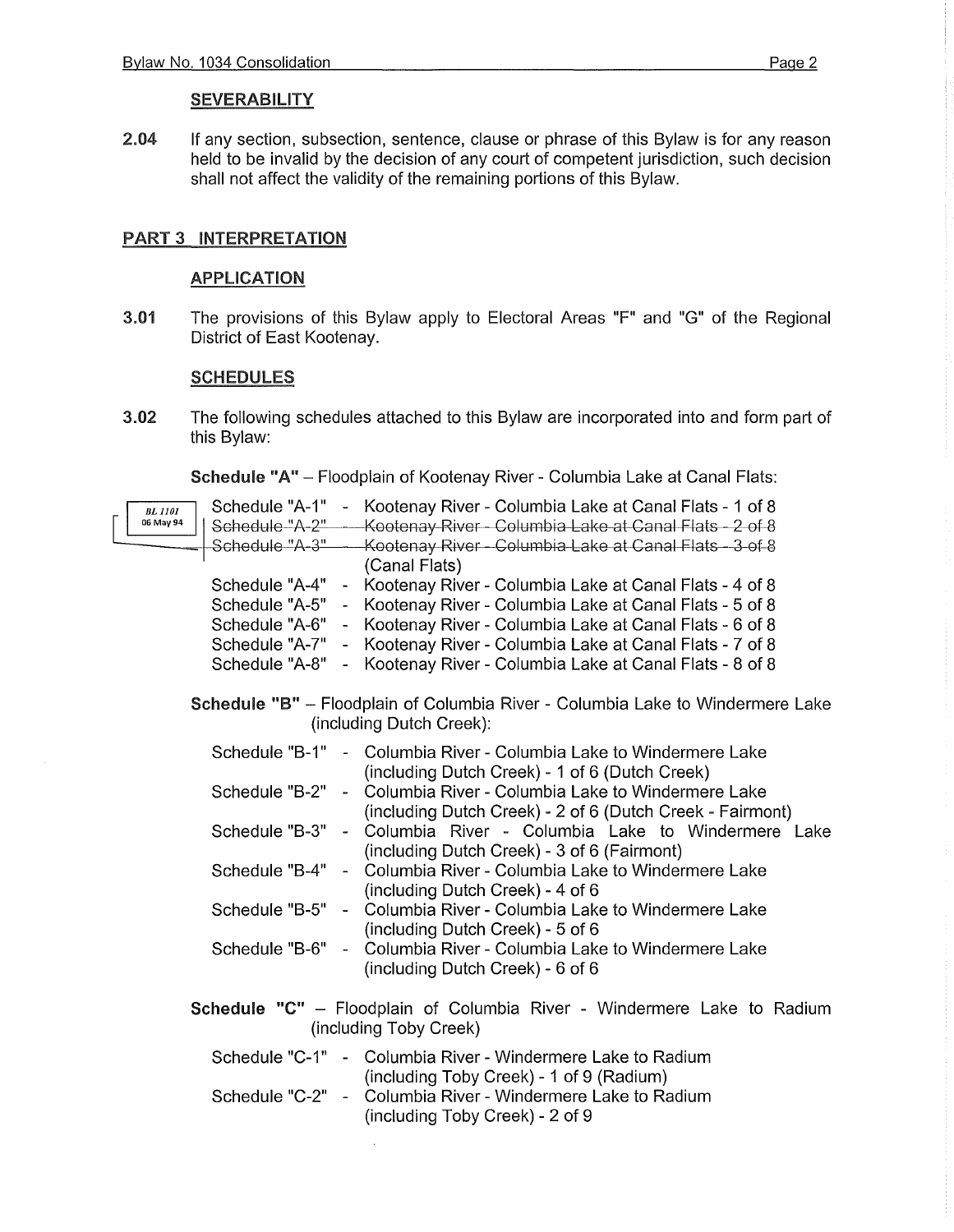### SEVERABILITY

**2.04** If any section, subsection, sentence, clause or phrase of this Bylaw is for any reason held to be invalid by the decision of any court of competent jurisdiction, such decision shall not affect the validity of the remaining portions of this Bylaw.

## PART 3 INTERPRETATION

### APPLICATION

**3.01** The provisions of this Bylaw apply to Electoral Areas "F" and "G" of the Regional District of East Kootenay.

### SCHEDULES

**3.02** The following schedules attached to this Bylaw are incorporated into and form part of this Bylaw:

**Schedule "A"** – Floodplain of Kootenay River - Columbia Lake at Canal Flats:

*BL 1101 06 May 94*

- Schedule "A-1" - Kootenay River - Columbia Lake at Canal Flats - 1 of 8
- ~~Schedule "A-2" - Kootenay River - Columbia Lake at Canal Flats - 2 of 8~~
- ~~Schedule "A-3" - Kootenay River - Columbia Lake at Canal Flats - 3 of 8~~ (Canal Flats)
- Schedule "A-4" - Kootenay River - Columbia Lake at Canal Flats - 4 of 8
- Schedule "A-5" - Kootenay River - Columbia Lake at Canal Flats - 5 of 8
- Schedule "A-6" - Kootenay River - Columbia Lake at Canal Flats - 6 of 8
- Schedule "A-7" - Kootenay River - Columbia Lake at Canal Flats - 7 of 8
- Schedule "A-8" - Kootenay River - Columbia Lake at Canal Flats - 8 of 8

**Schedule "B"** – Floodplain of Columbia River - Columbia Lake to Windermere Lake (including Dutch Creek):

- Schedule "B-1" - Columbia River - Columbia Lake to Windermere Lake (including Dutch Creek) - 1 of 6 (Dutch Creek)
- Schedule "B-2" - Columbia River - Columbia Lake to Windermere Lake (including Dutch Creek) - 2 of 6 (Dutch Creek - Fairmont)
- Schedule "B-3" - Columbia River - Columbia Lake to Windermere Lake (including Dutch Creek) - 3 of 6 (Fairmont)
- Schedule "B-4" - Columbia River - Columbia Lake to Windermere Lake (including Dutch Creek) - 4 of 6
- Schedule "B-5" - Columbia River - Columbia Lake to Windermere Lake (including Dutch Creek) - 5 of 6
- Schedule "B-6" - Columbia River - Columbia Lake to Windermere Lake (including Dutch Creek) - 6 of 6

**Schedule "C"** – Floodplain of Columbia River - Windermere Lake to Radium (including Toby Creek)

- Schedule "C-1" - Columbia River - Windermere Lake to Radium (including Toby Creek) - 1 of 9 (Radium)
- Schedule "C-2" - Columbia River - Windermere Lake to Radium (including Toby Creek) - 2 of 9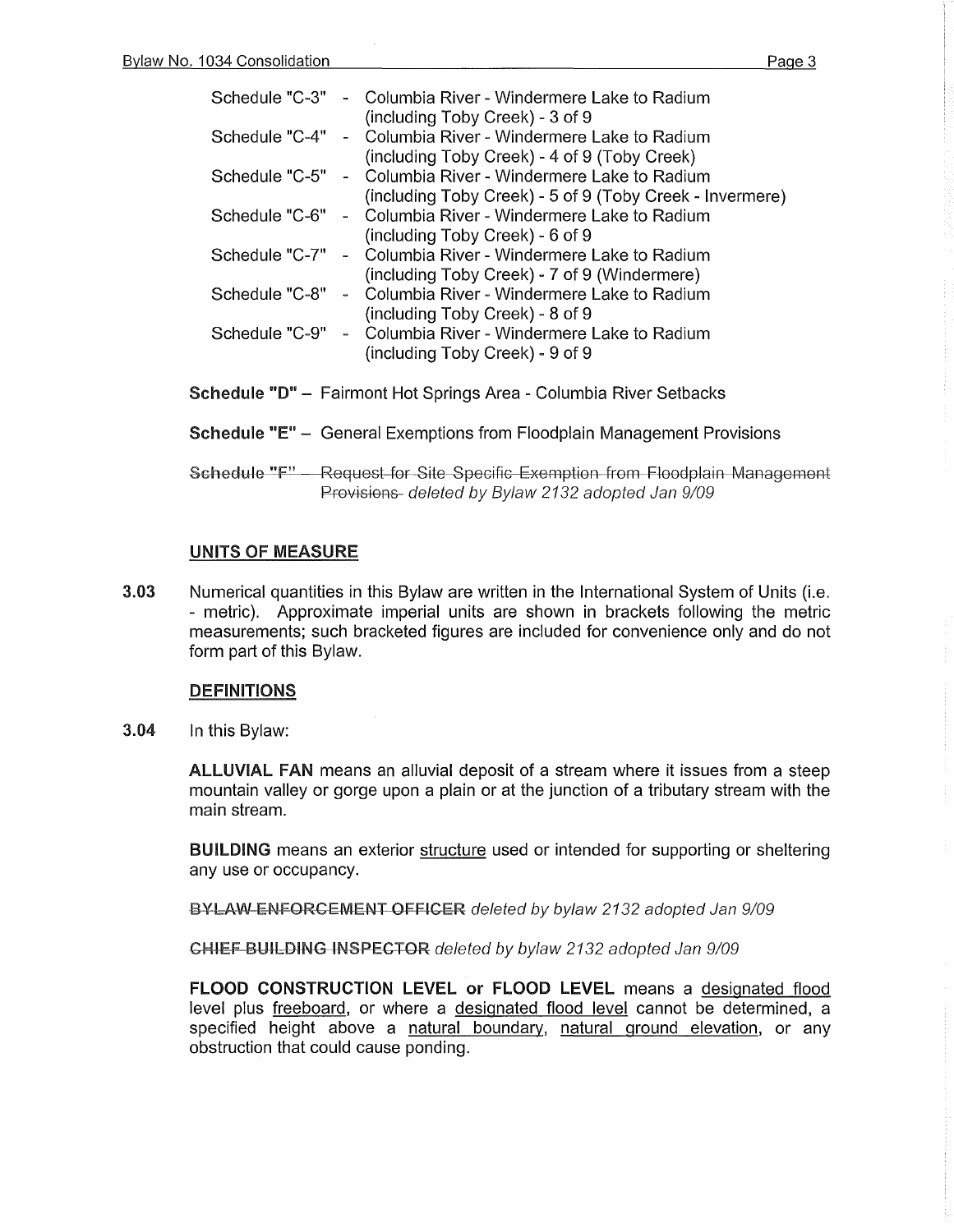Schedule "C-3" - Columbia River - Windermere Lake to Radium (including Toby Creek) - 3 of 9
Schedule "C-4" - Columbia River - Windermere Lake to Radium (including Toby Creek) - 4 of 9 (Toby Creek)
Schedule "C-5" - Columbia River - Windermere Lake to Radium (including Toby Creek) - 5 of 9 (Toby Creek - Invermere)
Schedule "C-6" - Columbia River - Windermere Lake to Radium (including Toby Creek) - 6 of 9
Schedule "C-7" - Columbia River - Windermere Lake to Radium (including Toby Creek) - 7 of 9 (Windermere)
Schedule "C-8" - Columbia River - Windermere Lake to Radium (including Toby Creek) - 8 of 9
Schedule "C-9" - Columbia River - Windermere Lake to Radium (including Toby Creek) - 9 of 9

**Schedule "D"** – Fairmont Hot Springs Area - Columbia River Setbacks

**Schedule "E"** – General Exemptions from Floodplain Management Provisions

~~Schedule "F" – Request for Site Specific Exemption from Floodplain Management Provisions~~ *deleted by Bylaw 2132 adopted Jan 9/09*

## UNITS OF MEASURE

**3.03** Numerical quantities in this Bylaw are written in the International System of Units (i.e. - metric). Approximate imperial units are shown in brackets following the metric measurements; such bracketed figures are included for convenience only and do not form part of this Bylaw.

## DEFINITIONS

**3.04** In this Bylaw:

**ALLUVIAL FAN** means an alluvial deposit of a stream where it issues from a steep mountain valley or gorge upon a plain or at the junction of a tributary stream with the main stream.

**BUILDING** means an exterior structure used or intended for supporting or sheltering any use or occupancy.

~~BYLAW ENFORCEMENT OFFICER~~ *deleted by bylaw 2132 adopted Jan 9/09*

~~CHIEF BUILDING INSPECTOR~~ *deleted by bylaw 2132 adopted Jan 9/09*

**FLOOD CONSTRUCTION LEVEL or FLOOD LEVEL** means a designated flood level plus freeboard, or where a designated flood level cannot be determined, a specified height above a natural boundary, natural ground elevation, or any obstruction that could cause ponding.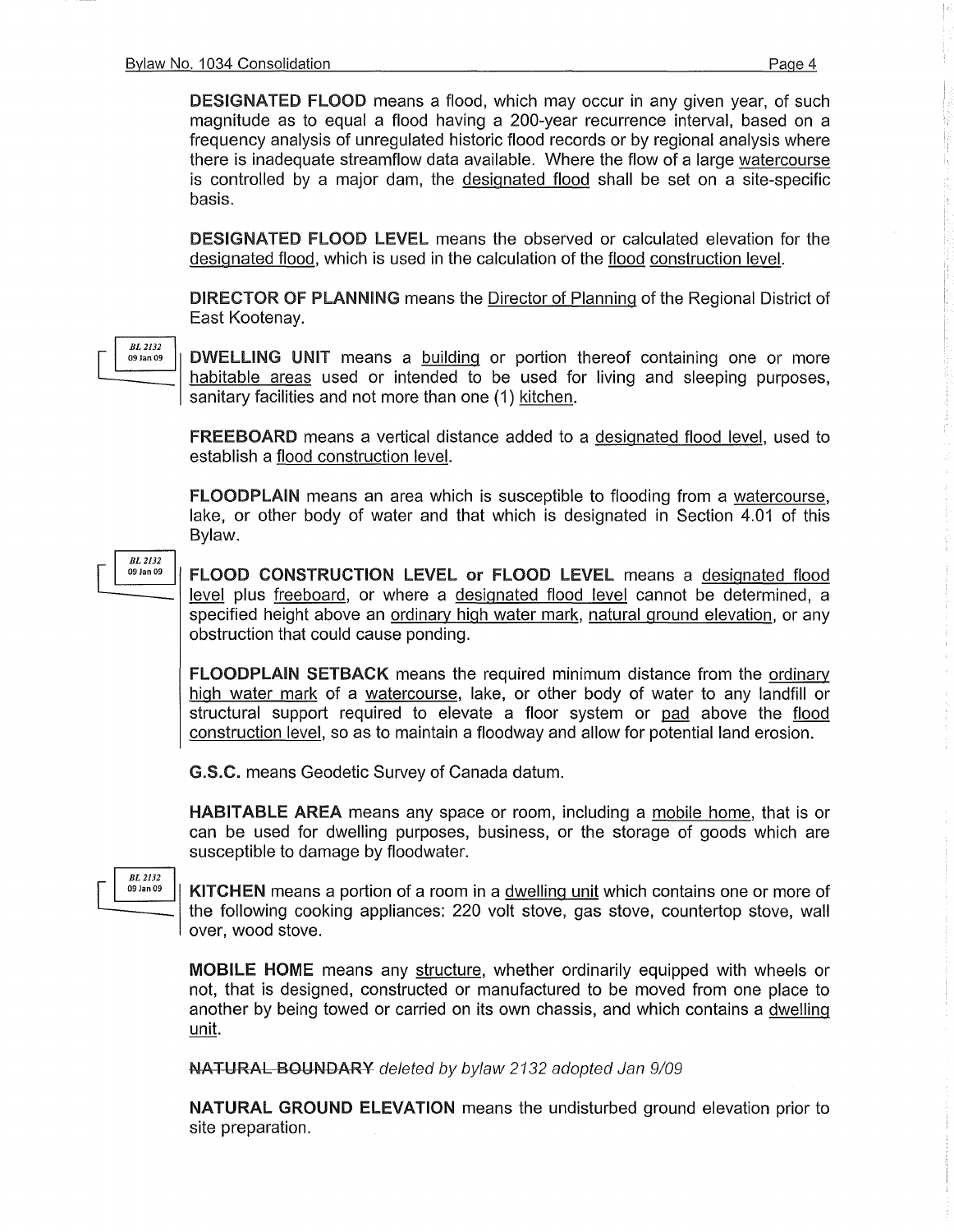**DESIGNATED FLOOD** means a flood, which may occur in any given year, of such magnitude as to equal a flood having a 200-year recurrence interval, based on a frequency analysis of unregulated historic flood records or by regional analysis where there is inadequate streamflow data available. Where the flow of a large watercourse is controlled by a major dam, the designated flood shall be set on a site-specific basis.

**DESIGNATED FLOOD LEVEL** means the observed or calculated elevation for the designated flood, which is used in the calculation of the flood construction level.

**DIRECTOR OF PLANNING** means the Director of Planning of the Regional District of East Kootenay.

*BL 2132 09 Jan 09*

**DWELLING UNIT** means a building or portion thereof containing one or more habitable areas used or intended to be used for living and sleeping purposes, sanitary facilities and not more than one (1) kitchen.

**FREEBOARD** means a vertical distance added to a designated flood level, used to establish a flood construction level.

**FLOODPLAIN** means an area which is susceptible to flooding from a watercourse, lake, or other body of water and that which is designated in Section 4.01 of this Bylaw.

*BL 2132 09 Jan 09*

**FLOOD CONSTRUCTION LEVEL or FLOOD LEVEL** means a designated flood level plus freeboard, or where a designated flood level cannot be determined, a specified height above an ordinary high water mark, natural ground elevation, or any obstruction that could cause ponding.

**FLOODPLAIN SETBACK** means the required minimum distance from the ordinary high water mark of a watercourse, lake, or other body of water to any landfill or structural support required to elevate a floor system or pad above the flood construction level, so as to maintain a floodway and allow for potential land erosion.

**G.S.C.** means Geodetic Survey of Canada datum.

**HABITABLE AREA** means any space or room, including a mobile home, that is or can be used for dwelling purposes, business, or the storage of goods which are susceptible to damage by floodwater.

*BL 2132 09 Jan 09*

**KITCHEN** means a portion of a room in a dwelling unit which contains one or more of the following cooking appliances: 220 volt stove, gas stove, countertop stove, wall over, wood stove.

**MOBILE HOME** means any structure, whether ordinarily equipped with wheels or not, that is designed, constructed or manufactured to be moved from one place to another by being towed or carried on its own chassis, and which contains a dwelling unit.

~~**NATURAL BOUNDARY**~~ *deleted by bylaw 2132 adopted Jan 9/09*

**NATURAL GROUND ELEVATION** means the undisturbed ground elevation prior to site preparation.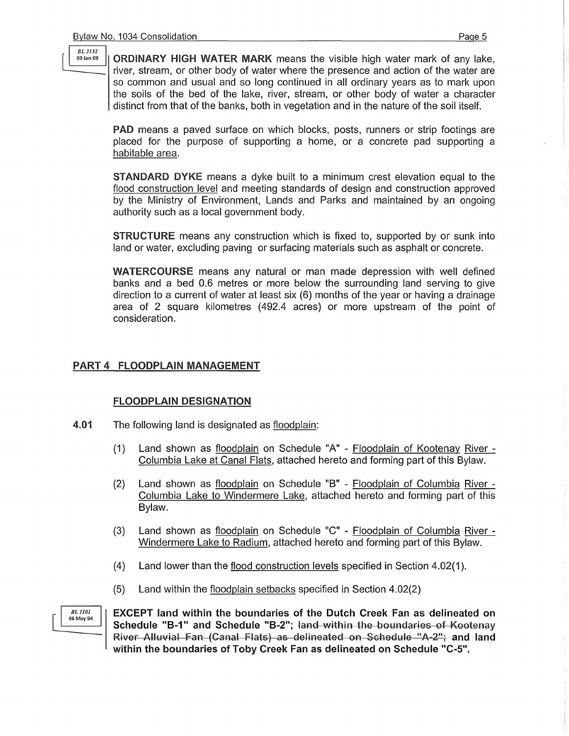BL 2132
09 Jan 09

**ORDINARY HIGH WATER MARK** means the visible high water mark of any lake, river, stream, or other body of water where the presence and action of the water are so common and usual and so long continued in all ordinary years as to mark upon the soils of the bed of the lake, river, stream, or other body of water a character distinct from that of the banks, both in vegetation and in the nature of the soil itself.

**PAD** means a paved surface on which blocks, posts, runners or strip footings are placed for the purpose of supporting a home, or a concrete pad supporting a habitable area.

**STANDARD DYKE** means a dyke built to a minimum crest elevation equal to the flood construction level and meeting standards of design and construction approved by the Ministry of Environment, Lands and Parks and maintained by an ongoing authority such as a local government body.

**STRUCTURE** means any construction which is fixed to, supported by or sunk into land or water, excluding paving or surfacing materials such as asphalt or concrete.

**WATERCOURSE** means any natural or man made depression with well defined banks and a bed 0.6 metres or more below the surrounding land serving to give direction to a current of water at least six (6) months of the year or having a drainage area of 2 square kilometres (492.4 acres) or more upstream of the point of consideration.

## PART 4 FLOODPLAIN MANAGEMENT

### FLOODPLAIN DESIGNATION

**4.01** The following land is designated as floodplain:

(1) Land shown as floodplain on Schedule "A" - Floodplain of Kootenay River - Columbia Lake at Canal Flats, attached hereto and forming part of this Bylaw.

(2) Land shown as floodplain on Schedule "B" - Floodplain of Columbia River - Columbia Lake to Windermere Lake, attached hereto and forming part of this Bylaw.

(3) Land shown as floodplain on Schedule "C" - Floodplain of Columbia River - Windermere Lake to Radium, attached hereto and forming part of this Bylaw.

(4) Land lower than the flood construction levels specified in Section 4.02(1).

(5) Land within the floodplain setbacks specified in Section 4.02(2)

BL 1101
06 May 94

**EXCEPT land within the boundaries of the Dutch Creek Fan as delineated on Schedule "B-1" and Schedule "B-2"; ~~land within the boundaries of Kootenay River Alluvial Fan (Canal Flats) as delineated on Schedule "A-2";~~ and land within the boundaries of Toby Creek Fan as delineated on Schedule "C-5".**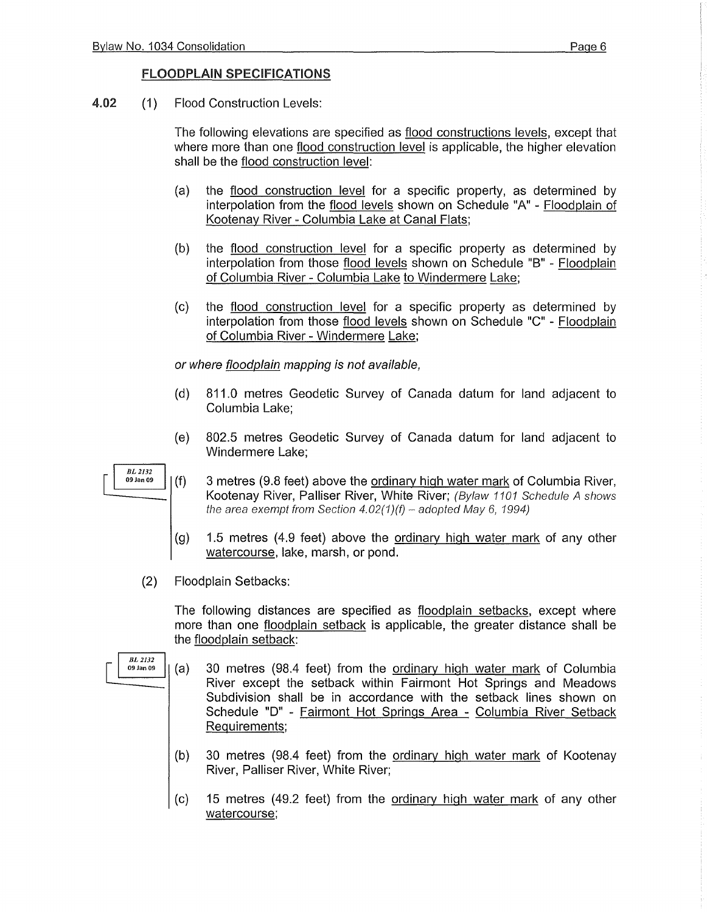## FLOODPLAIN SPECIFICATIONS

**4.02** (1) Flood Construction Levels:

The following elevations are specified as flood constructions levels, except that where more than one flood construction level is applicable, the higher elevation shall be the flood construction level:

(a) the flood construction level for a specific property, as determined by interpolation from the flood levels shown on Schedule "A" - Floodplain of Kootenay River - Columbia Lake at Canal Flats;

(b) the flood construction level for a specific property as determined by interpolation from those flood levels shown on Schedule "B" - Floodplain of Columbia River - Columbia Lake to Windermere Lake;

(c) the flood construction level for a specific property as determined by interpolation from those flood levels shown on Schedule "C" - Floodplain of Columbia River - Windermere Lake;

*or where floodplain mapping is not available,*

(d) 811.0 metres Geodetic Survey of Canada datum for land adjacent to Columbia Lake;

(e) 802.5 metres Geodetic Survey of Canada datum for land adjacent to Windermere Lake;

BL 2132 09 Jan 09

(f) 3 metres (9.8 feet) above the ordinary high water mark of Columbia River, Kootenay River, Palliser River, White River; *(Bylaw 1101 Schedule A shows the area exempt from Section 4.02(1)(f) – adopted May 6, 1994)*

(g) 1.5 metres (4.9 feet) above the ordinary high water mark of any other watercourse, lake, marsh, or pond.

(2) Floodplain Setbacks:

The following distances are specified as floodplain setbacks, except where more than one floodplain setback is applicable, the greater distance shall be the floodplain setback:

BL 2132 09 Jan 09

(a) 30 metres (98.4 feet) from the ordinary high water mark of Columbia River except the setback within Fairmont Hot Springs and Meadows Subdivision shall be in accordance with the setback lines shown on Schedule "D" - Fairmont Hot Springs Area - Columbia River Setback Requirements;

(b) 30 metres (98.4 feet) from the ordinary high water mark of Kootenay River, Palliser River, White River;

(c) 15 metres (49.2 feet) from the ordinary high water mark of any other watercourse;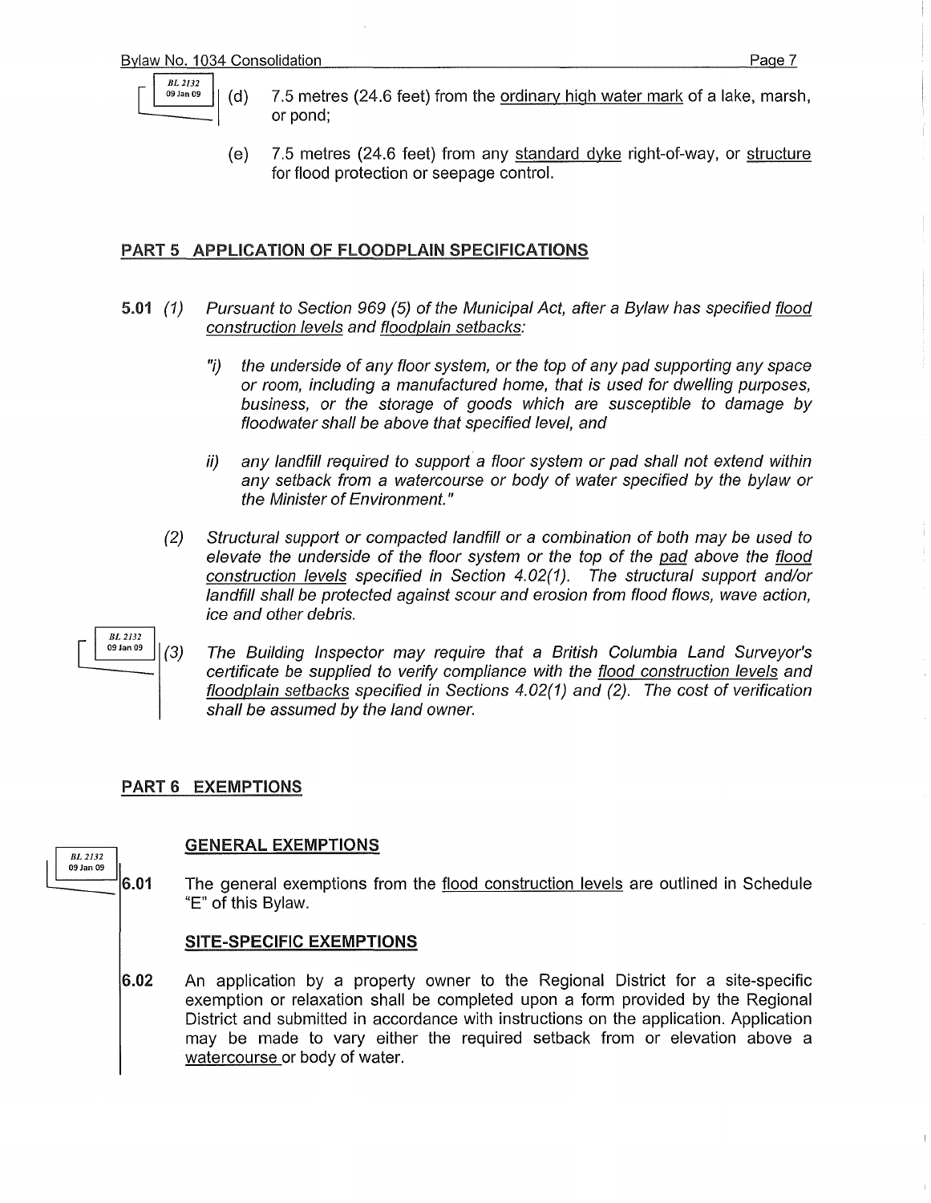(d) 7.5 metres (24.6 feet) from the ordinary high water mark of a lake, marsh, or pond;

(e) 7.5 metres (24.6 feet) from any standard dyke right-of-way, or structure for flood protection or seepage control.

## PART 5 APPLICATION OF FLOODPLAIN SPECIFICATIONS

**5.01** *(1) Pursuant to Section 969 (5) of the Municipal Act, after a Bylaw has specified flood construction levels and floodplain setbacks:*

*"i) the underside of any floor system, or the top of any pad supporting any space or room, including a manufactured home, that is used for dwelling purposes, business, or the storage of goods which are susceptible to damage by floodwater shall be above that specified level, and*

*ii) any landfill required to support a floor system or pad shall not extend within any setback from a watercourse or body of water specified by the bylaw or the Minister of Environment."*

*(2) Structural support or compacted landfill or a combination of both may be used to elevate the underside of the floor system or the top of the pad above the flood construction levels specified in Section 4.02(1). The structural support and/or landfill shall be protected against scour and erosion from flood flows, wave action, ice and other debris.*

*(3) The Building Inspector may require that a British Columbia Land Surveyor's certificate be supplied to verify compliance with the flood construction levels and floodplain setbacks specified in Sections 4.02(1) and (2). The cost of verification shall be assumed by the land owner.*

## PART 6 EXEMPTIONS

### GENERAL EXEMPTIONS

**6.01** The general exemptions from the flood construction levels are outlined in Schedule "E" of this Bylaw.

### SITE-SPECIFIC EXEMPTIONS

**6.02** An application by a property owner to the Regional District for a site-specific exemption or relaxation shall be completed upon a form provided by the Regional District and submitted in accordance with instructions on the application. Application may be made to vary either the required setback from or elevation above a watercourse or body of water.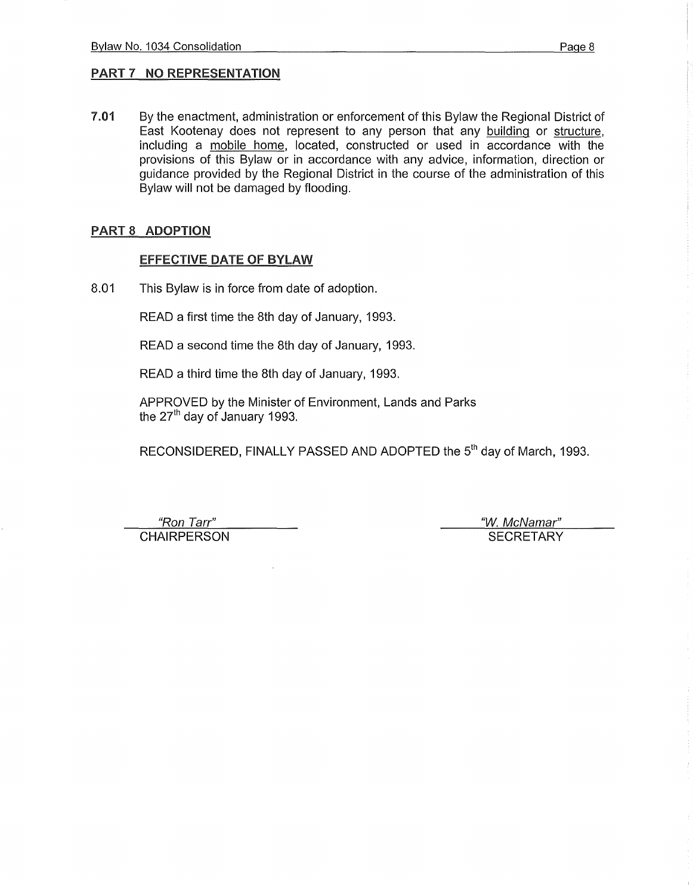## PART 7 NO REPRESENTATION

**7.01** By the enactment, administration or enforcement of this Bylaw the Regional District of East Kootenay does not represent to any person that any building or structure, including a mobile home, located, constructed or used in accordance with the provisions of this Bylaw or in accordance with any advice, information, direction or guidance provided by the Regional District in the course of the administration of this Bylaw will not be damaged by flooding.

## PART 8 ADOPTION

### EFFECTIVE DATE OF BYLAW

8.01 This Bylaw is in force from date of adoption.

READ a first time the 8th day of January, 1993.

READ a second time the 8th day of January, 1993.

READ a third time the 8th day of January, 1993.

APPROVED by the Minister of Environment, Lands and Parks the 27th day of January 1993.

RECONSIDERED, FINALLY PASSED AND ADOPTED the 5th day of March, 1993.

*"Ron Tarr"*
CHAIRPERSON

*"W. McNamar"*
SECRETARY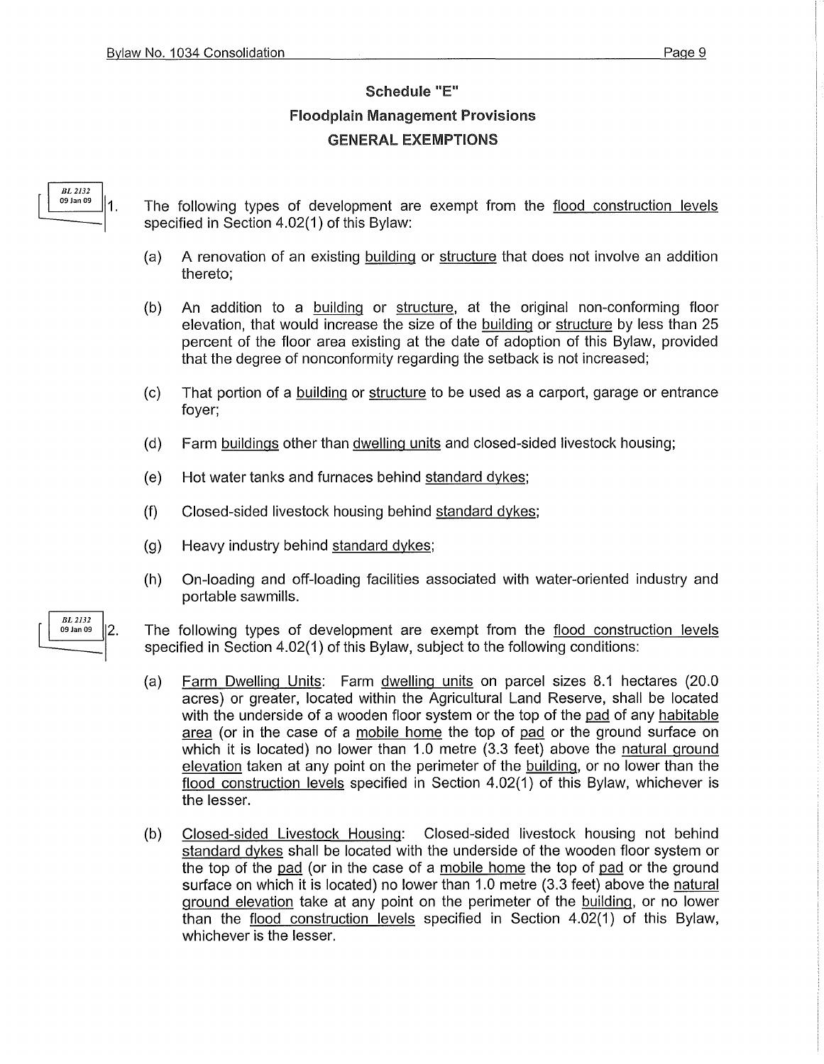## Schedule "E"

## Floodplain Management Provisions

## GENERAL EXEMPTIONS

BL 2132 09 Jan 09

1. The following types of development are exempt from the flood construction levels specified in Section 4.02(1) of this Bylaw:

   (a) A renovation of an existing building or structure that does not involve an addition thereto;

   (b) An addition to a building or structure, at the original non-conforming floor elevation, that would increase the size of the building or structure by less than 25 percent of the floor area existing at the date of adoption of this Bylaw, provided that the degree of nonconformity regarding the setback is not increased;

   (c) That portion of a building or structure to be used as a carport, garage or entrance foyer;

   (d) Farm buildings other than dwelling units and closed-sided livestock housing;

   (e) Hot water tanks and furnaces behind standard dykes;

   (f) Closed-sided livestock housing behind standard dykes;

   (g) Heavy industry behind standard dykes;

   (h) On-loading and off-loading facilities associated with water-oriented industry and portable sawmills.

BL 2132 09 Jan 09

2. The following types of development are exempt from the flood construction levels specified in Section 4.02(1) of this Bylaw, subject to the following conditions:

   (a) Farm Dwelling Units: Farm dwelling units on parcel sizes 8.1 hectares (20.0 acres) or greater, located within the Agricultural Land Reserve, shall be located with the underside of a wooden floor system or the top of the pad of any habitable area (or in the case of a mobile home the top of pad or the ground surface on which it is located) no lower than 1.0 metre (3.3 feet) above the natural ground elevation taken at any point on the perimeter of the building, or no lower than the flood construction levels specified in Section 4.02(1) of this Bylaw, whichever is the lesser.

   (b) Closed-sided Livestock Housing: Closed-sided livestock housing not behind standard dykes shall be located with the underside of the wooden floor system or the top of the pad (or in the case of a mobile home the top of pad or the ground surface on which it is located) no lower than 1.0 metre (3.3 feet) above the natural ground elevation take at any point on the perimeter of the building, or no lower than the flood construction levels specified in Section 4.02(1) of this Bylaw, whichever is the lesser.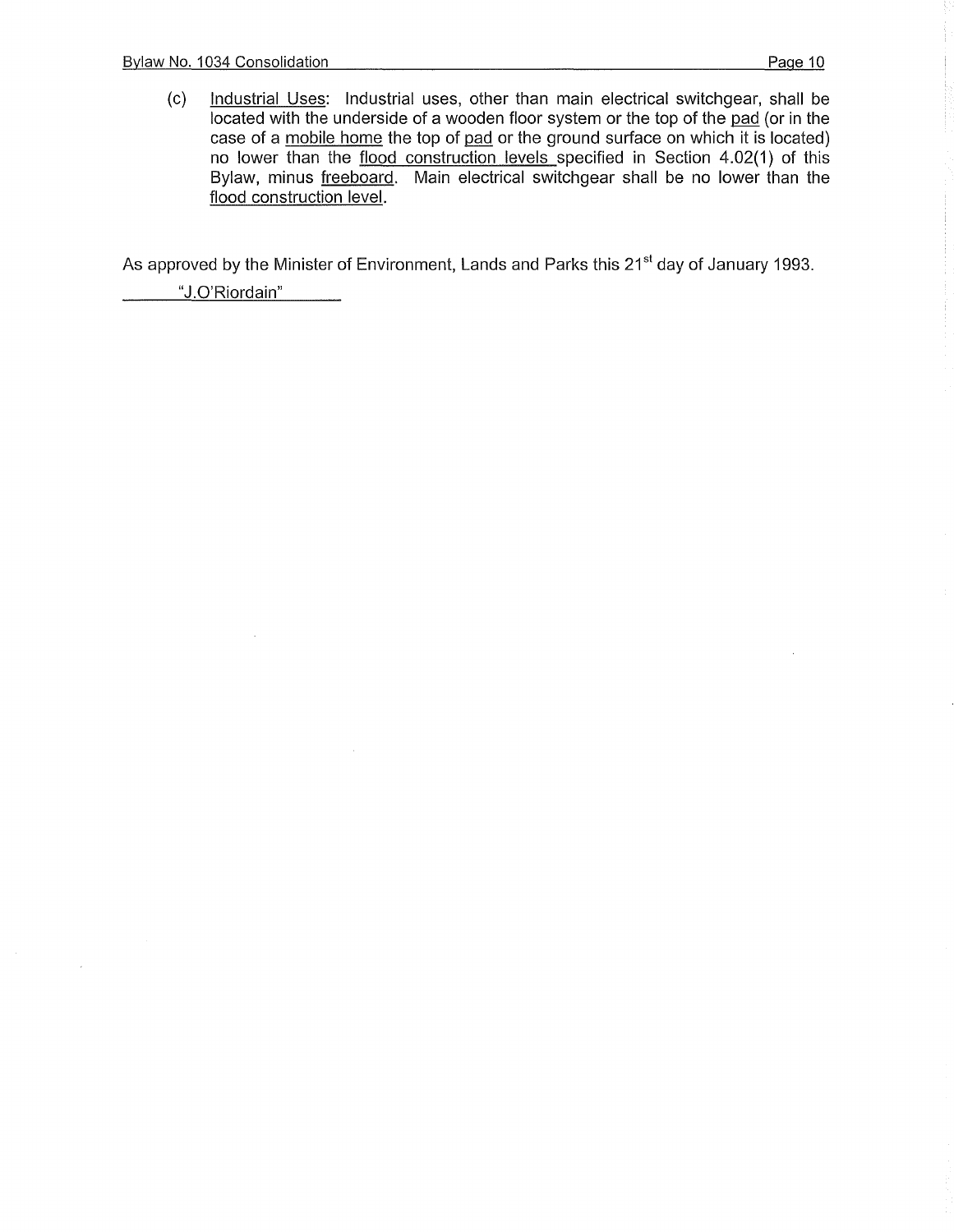(c) Industrial Uses: Industrial uses, other than main electrical switchgear, shall be located with the underside of a wooden floor system or the top of the pad (or in the case of a mobile home the top of pad or the ground surface on which it is located) no lower than the flood construction levels specified in Section 4.02(1) of this Bylaw, minus freeboard. Main electrical switchgear shall be no lower than the flood construction level.

As approved by the Minister of Environment, Lands and Parks this 21st day of January 1993.

"J.O'Riordain"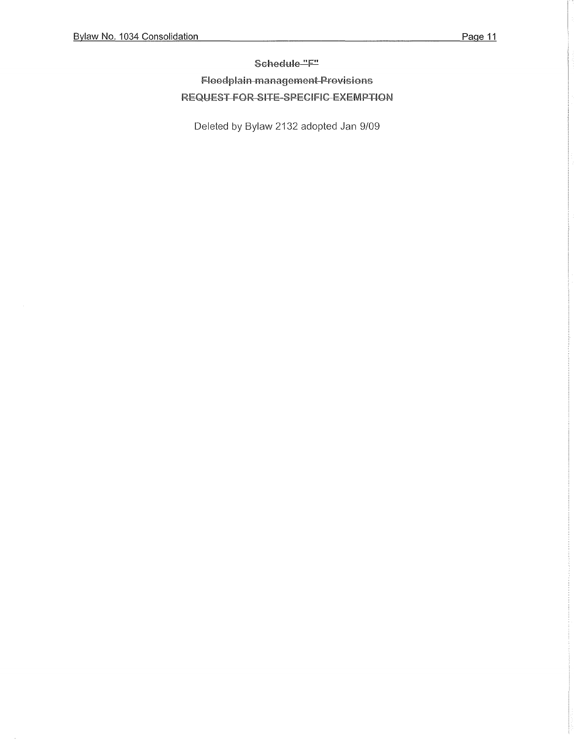## ~~Schedule "F"~~

### ~~Floodplain management Provisions~~

### ~~REQUEST FOR SITE-SPECIFIC EXEMPTION~~

Deleted by Bylaw 2132 adopted Jan 9/09